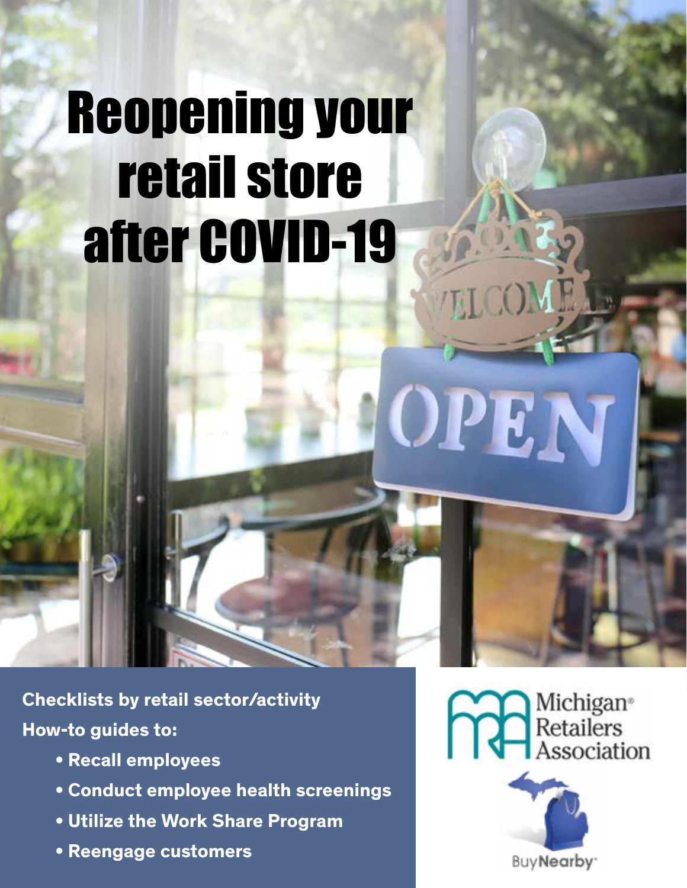# Reopening your retail store after COVID-19

**Checklists by retail sector/activity**

**How-to guides to:**

- **Recall employees**
- **Conduct employee health screenings**
- **Utilize the Work Share Program**
- **Reengage customers**

Michigan Retailers Association

BuyNearby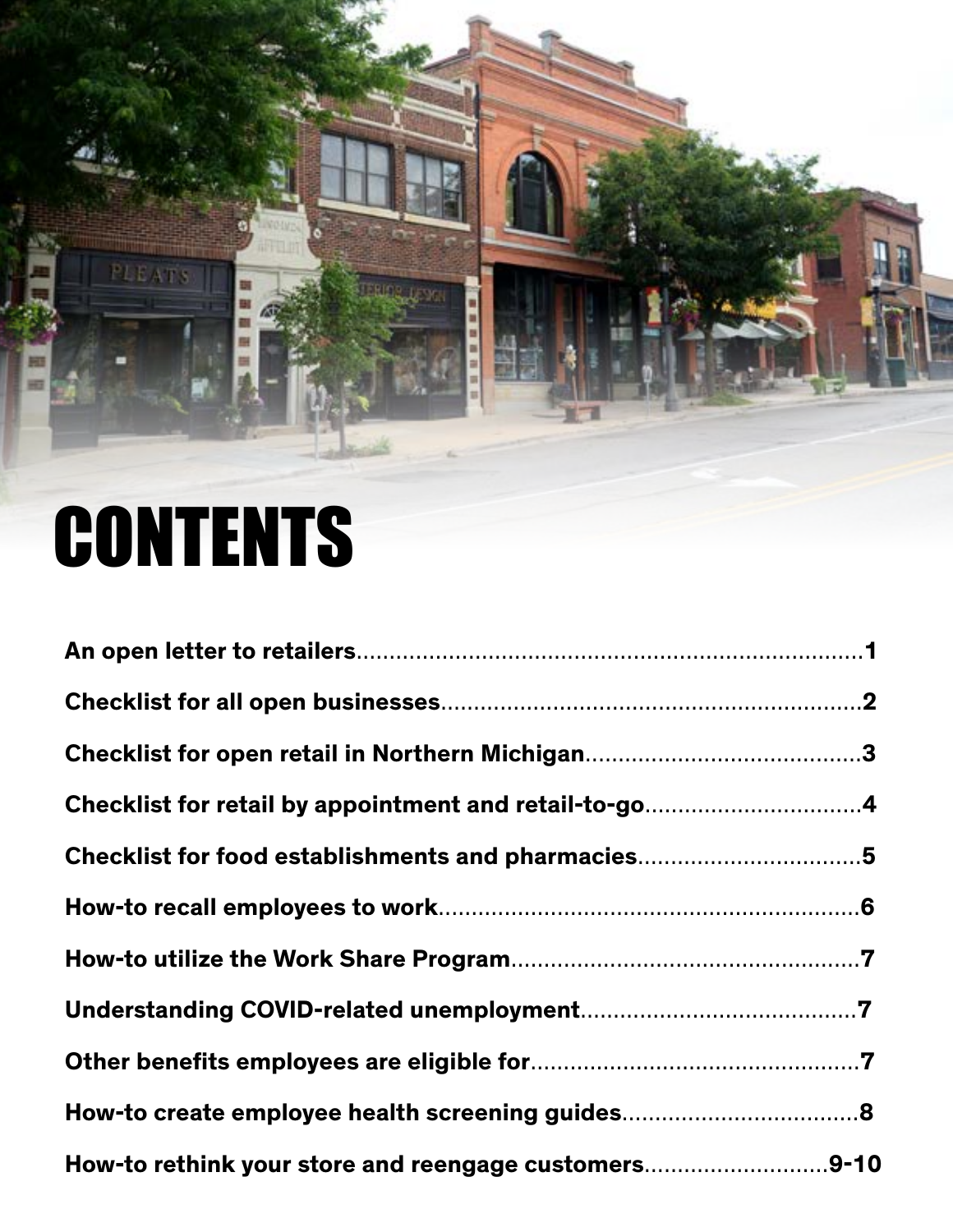# CONTENTS

**An open letter to retailers**..........................................................................**1**

**Checklist for all open businesses**................................................................**2**

**Checklist for open retail in Northern Michigan**..........................................**3**

**Checklist for retail by appointment and retail-to-go**................................**4**

**Checklist for food establishments and pharmacies**..................................**5**

**How-to recall employees to work**................................................................**6**

**How-to utilize the Work Share Program**.....................................................**7**

**Understanding COVID-related unemployment**..........................................**7**

**Other benefits employees are eligible for**..................................................**7**

**How-to create employee health screening guides**....................................**8**

**How-to rethink your store and reengage customers**............................**9-10**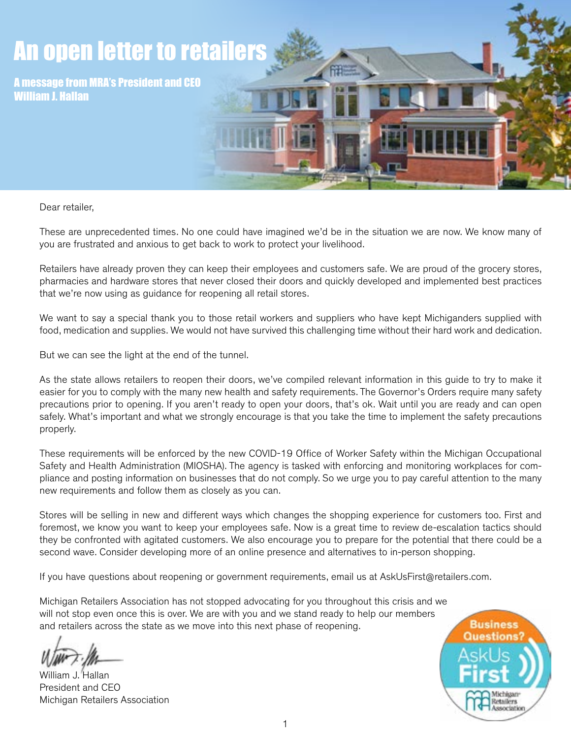# An open letter to retailers

**A message from MRA's President and CEO William J. Hallan**

Dear retailer,

These are unprecedented times. No one could have imagined we'd be in the situation we are now. We know many of you are frustrated and anxious to get back to work to protect your livelihood.

Retailers have already proven they can keep their employees and customers safe. We are proud of the grocery stores, pharmacies and hardware stores that never closed their doors and quickly developed and implemented best practices that we're now using as guidance for reopening all retail stores.

We want to say a special thank you to those retail workers and suppliers who have kept Michiganders supplied with food, medication and supplies. We would not have survived this challenging time without their hard work and dedication.

But we can see the light at the end of the tunnel.

As the state allows retailers to reopen their doors, we've compiled relevant information in this guide to try to make it easier for you to comply with the many new health and safety requirements. The Governor's Orders require many safety precautions prior to opening. If you aren't ready to open your doors, that's ok. Wait until you are ready and can open safely. What's important and what we strongly encourage is that you take the time to implement the safety precautions properly.

These requirements will be enforced by the new COVID-19 Office of Worker Safety within the Michigan Occupational Safety and Health Administration (MIOSHA). The agency is tasked with enforcing and monitoring workplaces for compliance and posting information on businesses that do not comply. So we urge you to pay careful attention to the many new requirements and follow them as closely as you can.

Stores will be selling in new and different ways which changes the shopping experience for customers too. First and foremost, we know you want to keep your employees safe. Now is a great time to review de-escalation tactics should they be confronted with agitated customers. We also encourage you to prepare for the potential that there could be a second wave. Consider developing more of an online presence and alternatives to in-person shopping.

If you have questions about reopening or government requirements, email us at AskUsFirst@retailers.com.

Michigan Retailers Association has not stopped advocating for you throughout this crisis and we will not stop even once this is over. We are with you and we stand ready to help our members and retailers across the state as we move into this next phase of reopening.

William J. Hallan
President and CEO
Michigan Retailers Association

Business Questions? AskUs First
Michigan Retailers Association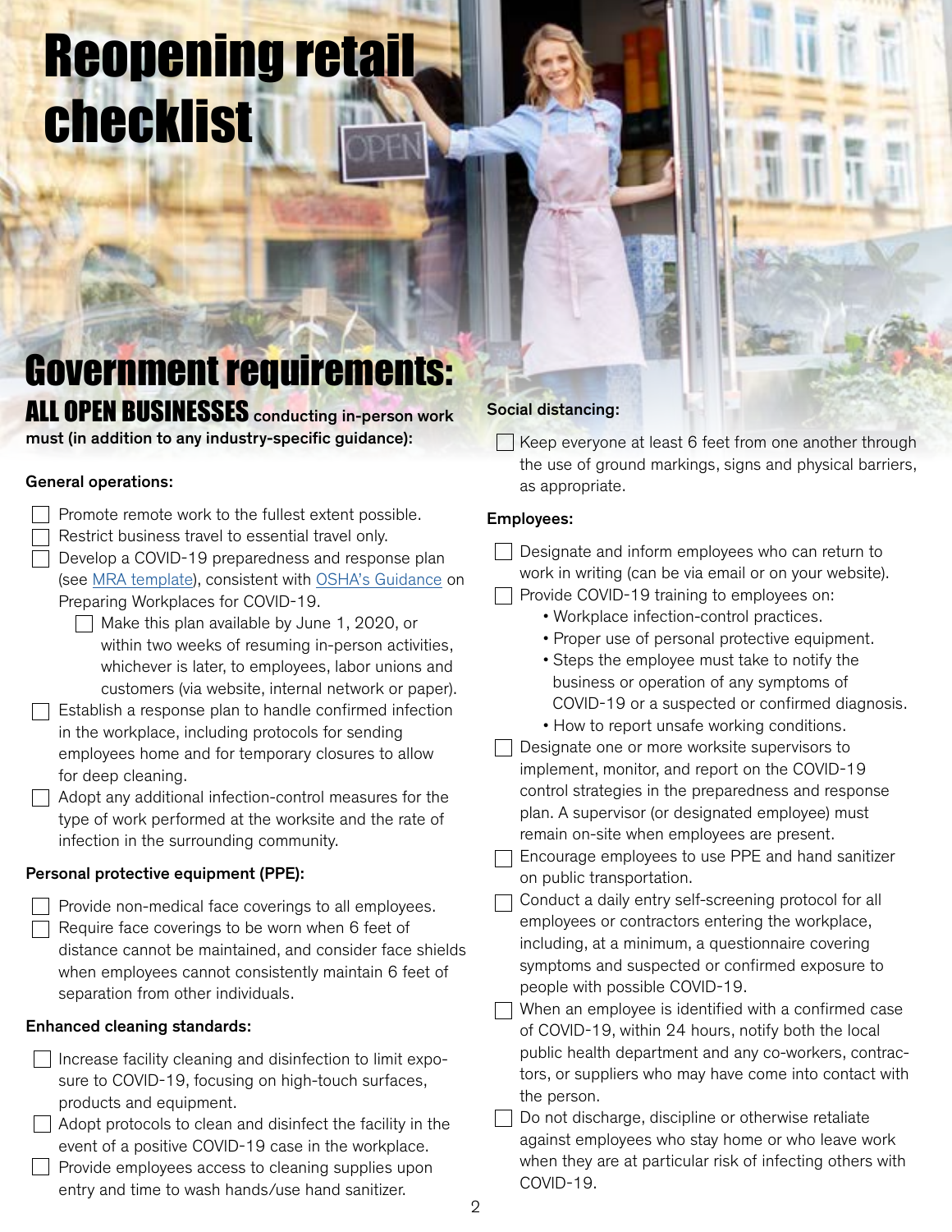# Reopening retail checklist

## Government requirements:

**ALL OPEN BUSINESSES conducting in-person work must (in addition to any industry-specific guidance):**

### General operations:

- [ ] Promote remote work to the fullest extent possible.
- [ ] Restrict business travel to essential travel only.
- [ ] Develop a COVID-19 preparedness and response plan (see [MRA template]), consistent with [OSHA's Guidance] on Preparing Workplaces for COVID-19.
    - [ ] Make this plan available by June 1, 2020, or within two weeks of resuming in-person activities, whichever is later, to employees, labor unions and customers (via website, internal network or paper).
- [ ] Establish a response plan to handle confirmed infection in the workplace, including protocols for sending employees home and for temporary closures to allow for deep cleaning.
- [ ] Adopt any additional infection-control measures for the type of work performed at the worksite and the rate of infection in the surrounding community.

### Personal protective equipment (PPE):

- [ ] Provide non-medical face coverings to all employees.
- [ ] Require face coverings to be worn when 6 feet of distance cannot be maintained, and consider face shields when employees cannot consistently maintain 6 feet of separation from other individuals.

### Enhanced cleaning standards:

- [ ] Increase facility cleaning and disinfection to limit exposure to COVID-19, focusing on high-touch surfaces, products and equipment.
- [ ] Adopt protocols to clean and disinfect the facility in the event of a positive COVID-19 case in the workplace.
- [ ] Provide employees access to cleaning supplies upon entry and time to wash hands/use hand sanitizer.

### Social distancing:

- [ ] Keep everyone at least 6 feet from one another through the use of ground markings, signs and physical barriers, as appropriate.

### Employees:

- [ ] Designate and inform employees who can return to work in writing (can be via email or on your website).
- [ ] Provide COVID-19 training to employees on:
    - Workplace infection-control practices.
    - Proper use of personal protective equipment.
    - Steps the employee must take to notify the business or operation of any symptoms of COVID-19 or a suspected or confirmed diagnosis.
    - How to report unsafe working conditions.
- [ ] Designate one or more worksite supervisors to implement, monitor, and report on the COVID-19 control strategies in the preparedness and response plan. A supervisor (or designated employee) must remain on-site when employees are present.
- [ ] Encourage employees to use PPE and hand sanitizer on public transportation.
- [ ] Conduct a daily entry self-screening protocol for all employees or contractors entering the workplace, including, at a minimum, a questionnaire covering symptoms and suspected or confirmed exposure to people with possible COVID-19.
- [ ] When an employee is identified with a confirmed case of COVID-19, within 24 hours, notify both the local public health department and any co-workers, contractors, or suppliers who may have come into contact with the person.
- [ ] Do not discharge, discipline or otherwise retaliate against employees who stay home or who leave work when they are at particular risk of infecting others with COVID-19.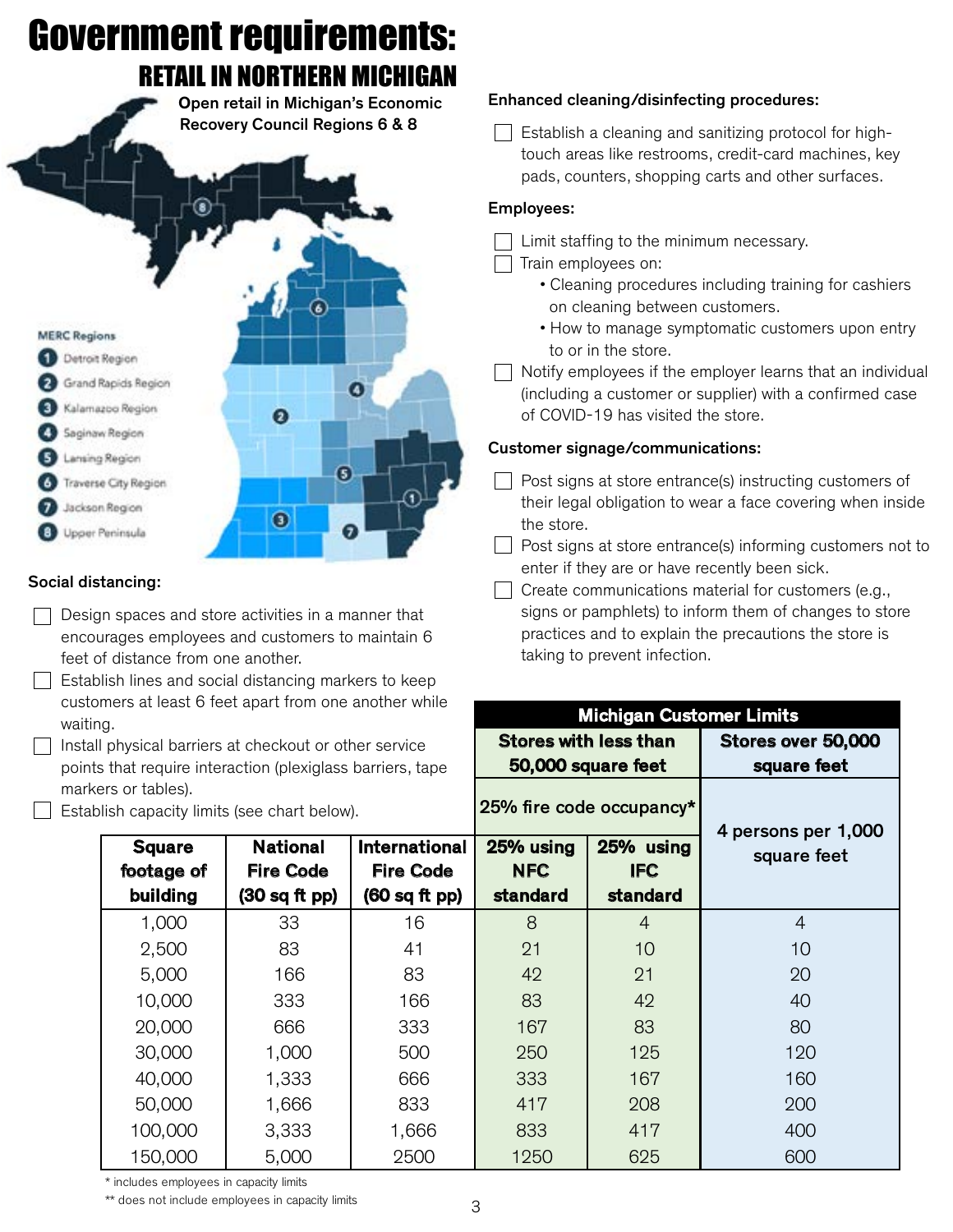# Government requirements:

## RETAIL IN NORTHERN MICHIGAN

Open retail in Michigan's Economic Recovery Council Regions 6 & 8

**MERC Regions**

1. Detroit Region
2. Grand Rapids Region
3. Kalamazoo Region
4. Saginaw Region
5. Lansing Region
6. Traverse City Region
7. Jackson Region
8. Upper Peninsula

### Social distancing:

- [ ] Design spaces and store activities in a manner that encourages employees and customers to maintain 6 feet of distance from one another.
- [ ] Establish lines and social distancing markers to keep customers at least 6 feet apart from one another while waiting.
- [ ] Install physical barriers at checkout or other service points that require interaction (plexiglass barriers, tape markers or tables).
- [ ] Establish capacity limits (see chart below).

### Enhanced cleaning/disinfecting procedures:

- [ ] Establish a cleaning and sanitizing protocol for high-touch areas like restrooms, credit-card machines, key pads, counters, shopping carts and other surfaces.

### Employees:

- [ ] Limit staffing to the minimum necessary.
- [ ] Train employees on:
  - Cleaning procedures including training for cashiers on cleaning between customers.
  - How to manage symptomatic customers upon entry to or in the store.
- [ ] Notify employees if the employer learns that an individual (including a customer or supplier) with a confirmed case of COVID-19 has visited the store.

### Customer signage/communications:

- [ ] Post signs at store entrance(s) instructing customers of their legal obligation to wear a face covering when inside the store.
- [ ] Post signs at store entrance(s) informing customers not to enter if they are or have recently been sick.
- [ ] Create communications material for customers (e.g., signs or pamphlets) to inform them of changes to store practices and to explain the precautions the store is taking to prevent infection.

| | | | Michigan Customer Limits | | |
|---|---|---|---|---|---|
| | | | Stores with less than 50,000 square feet | | Stores over 50,000 square feet |
| | | | 25% fire code occupancy* | | 4 persons per 1,000 square feet |
| Square footage of building | National Fire Code (30 sq ft pp) | International Fire Code (60 sq ft pp) | 25% using NFC standard | 25% using IFC standard | |
| 1,000 | 33 | 16 | 8 | 4 | 4 |
| 2,500 | 83 | 41 | 21 | 10 | 10 |
| 5,000 | 166 | 83 | 42 | 21 | 20 |
| 10,000 | 333 | 166 | 83 | 42 | 40 |
| 20,000 | 666 | 333 | 167 | 83 | 80 |
| 30,000 | 1,000 | 500 | 250 | 125 | 120 |
| 40,000 | 1,333 | 666 | 333 | 167 | 160 |
| 50,000 | 1,666 | 833 | 417 | 208 | 200 |
| 100,000 | 3,333 | 1,666 | 833 | 417 | 400 |
| 150,000 | 5,000 | 2500 | 1250 | 625 | 600 |

\* includes employees in capacity limits

\*\* does not include employees in capacity limits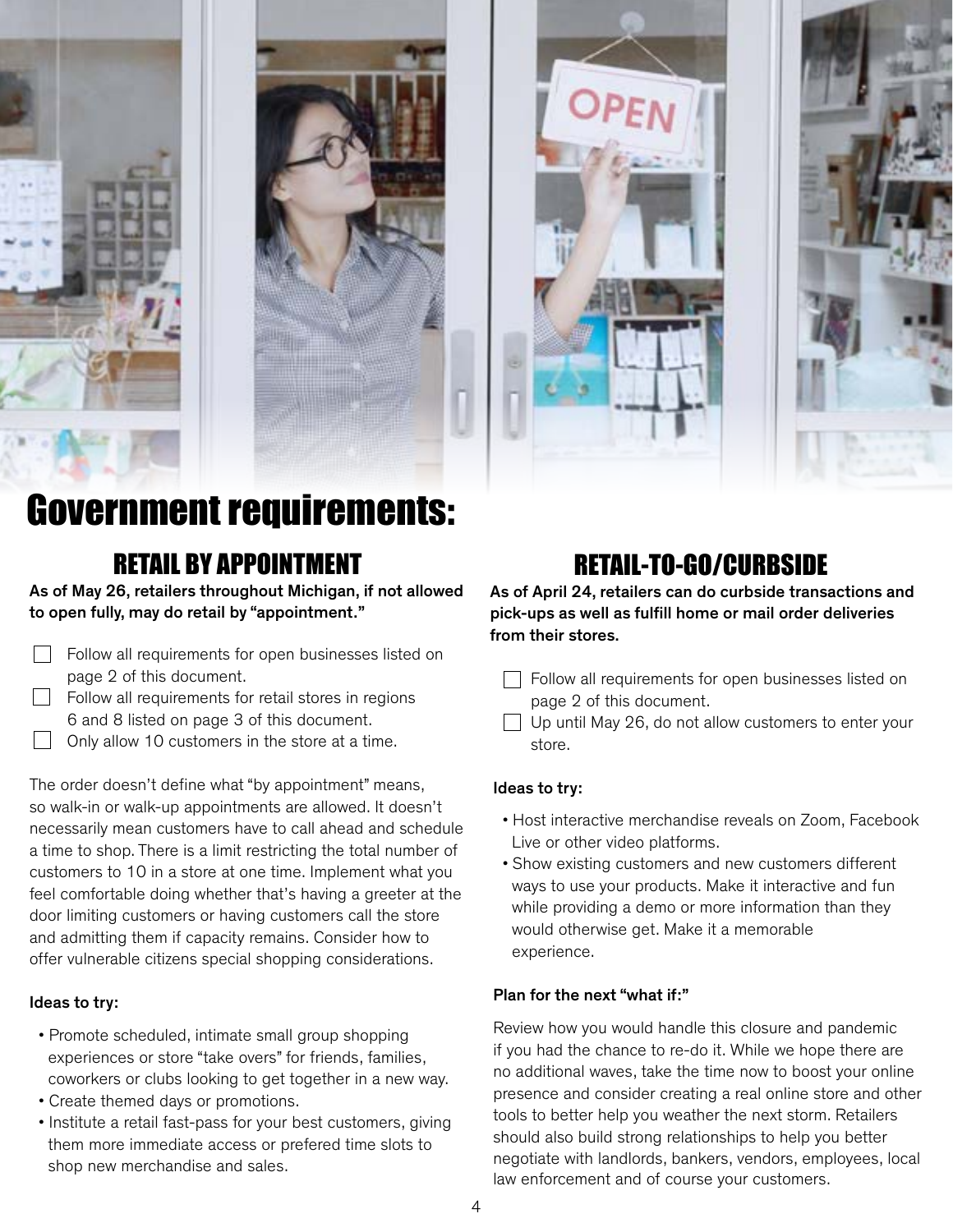# Government requirements:

## RETAIL BY APPOINTMENT

**As of May 26, retailers throughout Michigan, if not allowed to open fully, may do retail by "appointment."**

- [ ] Follow all requirements for open businesses listed on page 2 of this document.
- [ ] Follow all requirements for retail stores in regions 6 and 8 listed on page 3 of this document.
- [ ] Only allow 10 customers in the store at a time.

The order doesn't define what "by appointment" means, so walk-in or walk-up appointments are allowed. It doesn't necessarily mean customers have to call ahead and schedule a time to shop. There is a limit restricting the total number of customers to 10 in a store at one time. Implement what you feel comfortable doing whether that's having a greeter at the door limiting customers or having customers call the store and admitting them if capacity remains. Consider how to offer vulnerable citizens special shopping considerations.

**Ideas to try:**

- Promote scheduled, intimate small group shopping experiences or store "take overs" for friends, families, coworkers or clubs looking to get together in a new way.
- Create themed days or promotions.
- Institute a retail fast-pass for your best customers, giving them more immediate access or prefered time slots to shop new merchandise and sales.

## RETAIL-TO-GO/CURBSIDE

**As of April 24, retailers can do curbside transactions and pick-ups as well as fulfill home or mail order deliveries from their stores.**

- [ ] Follow all requirements for open businesses listed on page 2 of this document.
- [ ] Up until May 26, do not allow customers to enter your store.

**Ideas to try:**

- Host interactive merchandise reveals on Zoom, Facebook Live or other video platforms.
- Show existing customers and new customers different ways to use your products. Make it interactive and fun while providing a demo or more information than they would otherwise get. Make it a memorable experience.

**Plan for the next "what if:"**

Review how you would handle this closure and pandemic if you had the chance to re-do it. While we hope there are no additional waves, take the time now to boost your online presence and consider creating a real online store and other tools to better help you weather the next storm. Retailers should also build strong relationships to help you better negotiate with landlords, bankers, vendors, employees, local law enforcement and of course your customers.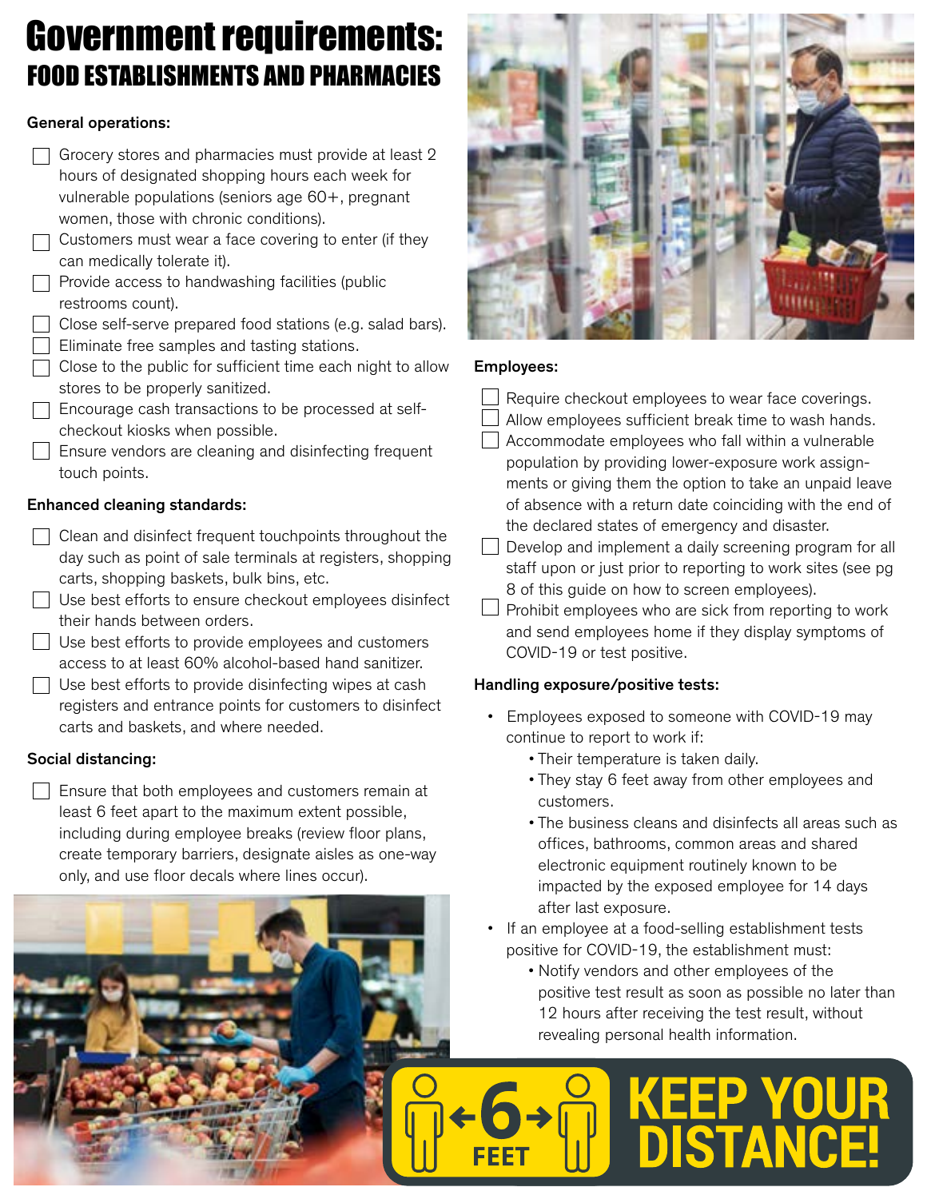# Government requirements:
## FOOD ESTABLISHMENTS AND PHARMACIES

**General operations:**

- [ ] Grocery stores and pharmacies must provide at least 2 hours of designated shopping hours each week for vulnerable populations (seniors age 60+, pregnant women, those with chronic conditions).
- [ ] Customers must wear a face covering to enter (if they can medically tolerate it).
- [ ] Provide access to handwashing facilities (public restrooms count).
- [ ] Close self-serve prepared food stations (e.g. salad bars).
- [ ] Eliminate free samples and tasting stations.
- [ ] Close to the public for sufficient time each night to allow stores to be properly sanitized.
- [ ] Encourage cash transactions to be processed at self-checkout kiosks when possible.
- [ ] Ensure vendors are cleaning and disinfecting frequent touch points.

**Enhanced cleaning standards:**

- [ ] Clean and disinfect frequent touchpoints throughout the day such as point of sale terminals at registers, shopping carts, shopping baskets, bulk bins, etc.
- [ ] Use best efforts to ensure checkout employees disinfect their hands between orders.
- [ ] Use best efforts to provide employees and customers access to at least 60% alcohol-based hand sanitizer.
- [ ] Use best efforts to provide disinfecting wipes at cash registers and entrance points for customers to disinfect carts and baskets, and where needed.

**Social distancing:**

- [ ] Ensure that both employees and customers remain at least 6 feet apart to the maximum extent possible, including during employee breaks (review floor plans, create temporary barriers, designate aisles as one-way only, and use floor decals where lines occur).

**Employees:**

- [ ] Require checkout employees to wear face coverings.
- [ ] Allow employees sufficient break time to wash hands.
- [ ] Accommodate employees who fall within a vulnerable population by providing lower-exposure work assignments or giving them the option to take an unpaid leave of absence with a return date coinciding with the end of the declared states of emergency and disaster.
- [ ] Develop and implement a daily screening program for all staff upon or just prior to reporting to work sites (see pg 8 of this guide on how to screen employees).
- [ ] Prohibit employees who are sick from reporting to work and send employees home if they display symptoms of COVID-19 or test positive.

**Handling exposure/positive tests:**

- Employees exposed to someone with COVID-19 may continue to report to work if:
  - Their temperature is taken daily.
  - They stay 6 feet away from other employees and customers.
  - The business cleans and disinfects all areas such as offices, bathrooms, common areas and shared electronic equipment routinely known to be impacted by the exposed employee for 14 days after last exposure.
- If an employee at a food-selling establishment tests positive for COVID-19, the establishment must:
  - Notify vendors and other employees of the positive test result as soon as possible no later than 12 hours after receiving the test result, without revealing personal health information.

6 FEET

**KEEP YOUR DISTANCE!**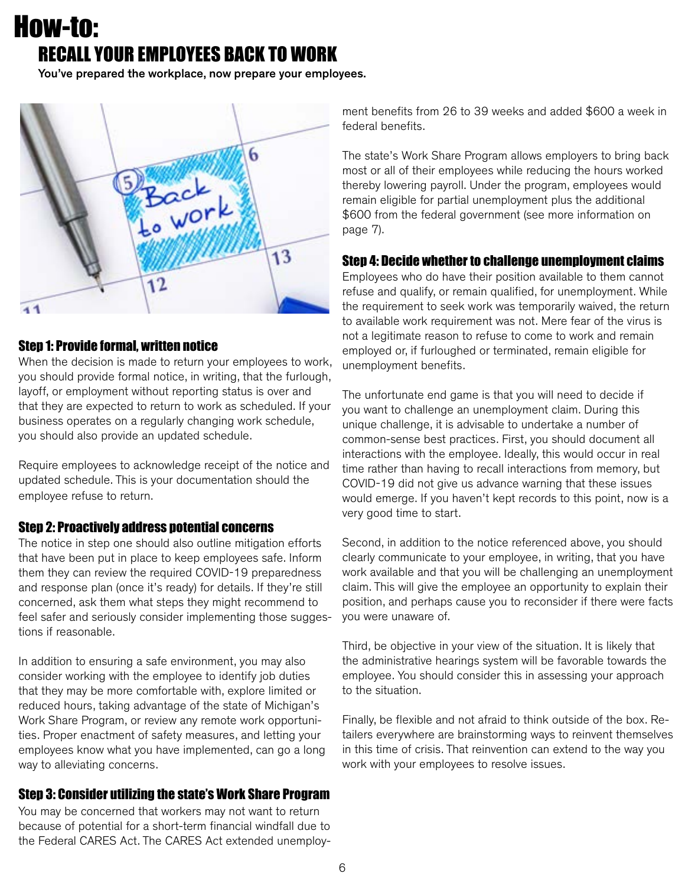# How-to:

## RECALL YOUR EMPLOYEES BACK TO WORK

**You've prepared the workplace, now prepare your employees.**

### Step 1: Provide formal, written notice

When the decision is made to return your employees to work, you should provide formal notice, in writing, that the furlough, layoff, or employment without reporting status is over and that they are expected to return to work as scheduled. If your business operates on a regularly changing work schedule, you should also provide an updated schedule.

Require employees to acknowledge receipt of the notice and updated schedule. This is your documentation should the employee refuse to return.

### Step 2: Proactively address potential concerns

The notice in step one should also outline mitigation efforts that have been put in place to keep employees safe. Inform them they can review the required COVID-19 preparedness and response plan (once it's ready) for details. If they're still concerned, ask them what steps they might recommend to feel safer and seriously consider implementing those suggestions if reasonable.

In addition to ensuring a safe environment, you may also consider working with the employee to identify job duties that they may be more comfortable with, explore limited or reduced hours, taking advantage of the state of Michigan's Work Share Program, or review any remote work opportunities. Proper enactment of safety measures, and letting your employees know what you have implemented, can go a long way to alleviating concerns.

### Step 3: Consider utilizing the state's Work Share Program

You may be concerned that workers may not want to return because of potential for a short-term financial windfall due to the Federal CARES Act. The CARES Act extended unemployment benefits from 26 to 39 weeks and added $600 a week in federal benefits.

The state's Work Share Program allows employers to bring back most or all of their employees while reducing the hours worked thereby lowering payroll. Under the program, employees would remain eligible for partial unemployment plus the additional $600 from the federal government (see more information on page 7).

### Step 4: Decide whether to challenge unemployment claims

Employees who do have their position available to them cannot refuse and qualify, or remain qualified, for unemployment. While the requirement to seek work was temporarily waived, the return to available work requirement was not. Mere fear of the virus is not a legitimate reason to refuse to come to work and remain employed or, if furloughed or terminated, remain eligible for unemployment benefits.

The unfortunate end game is that you will need to decide if you want to challenge an unemployment claim. During this unique challenge, it is advisable to undertake a number of common-sense best practices. First, you should document all interactions with the employee. Ideally, this would occur in real time rather than having to recall interactions from memory, but COVID-19 did not give us advance warning that these issues would emerge. If you haven't kept records to this point, now is a very good time to start.

Second, in addition to the notice referenced above, you should clearly communicate to your employee, in writing, that you have work available and that you will be challenging an unemployment claim. This will give the employee an opportunity to explain their position, and perhaps cause you to reconsider if there were facts you were unaware of.

Third, be objective in your view of the situation. It is likely that the administrative hearings system will be favorable towards the employee. You should consider this in assessing your approach to the situation.

Finally, be flexible and not afraid to think outside of the box. Retailers everywhere are brainstorming ways to reinvent themselves in this time of crisis. That reinvention can extend to the way you work with your employees to resolve issues.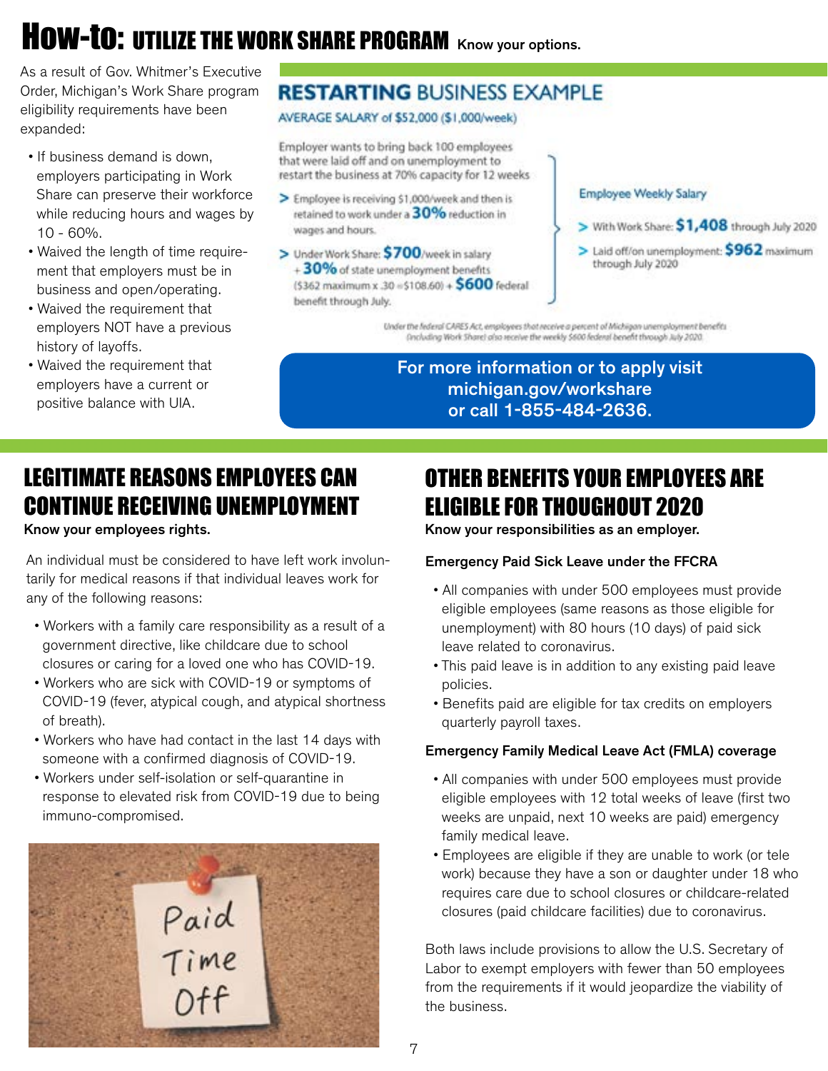# How-to: UTILIZE THE WORK SHARE PROGRAM

Know your options.

As a result of Gov. Whitmer's Executive Order, Michigan's Work Share program eligibility requirements have been expanded:

- If business demand is down, employers participating in Work Share can preserve their workforce while reducing hours and wages by 10 - 60%.
- Waived the length of time requirement that employers must be in business and open/operating.
- Waived the requirement that employers NOT have a previous history of layoffs.
- Waived the requirement that employers have a current or positive balance with UIA.

## RESTARTING BUSINESS EXAMPLE

AVERAGE SALARY of $52,000 ($1,000/week)

Employer wants to bring back 100 employees that were laid off and on unemployment to restart the business at 70% capacity for 12 weeks

> Employee is receiving $1,000/week and then is retained to work under a **30%** reduction in wages and hours.

> Under Work Share: **$700**/week in salary + **30%** of state unemployment benefits ($362 maximum x .30 = $108.60) + **$600** federal benefit through July.

Employee Weekly Salary

> With Work Share: **$1,408** through July 2020

> Laid off/on unemployment: **$962** maximum through July 2020

Under the federal CARES Act, employees that receive a percent of Michigan unemployment benefits (including Work Share) also receive the weekly $600 federal benefit through July 2020

**For more information or to apply visit michigan.gov/workshare or call 1-855-484-2636.**

## LEGITIMATE REASONS EMPLOYEES CAN CONTINUE RECEIVING UNEMPLOYMENT

**Know your employees rights.**

An individual must be considered to have left work involuntarily for medical reasons if that individual leaves work for any of the following reasons:

- Workers with a family care responsibility as a result of a government directive, like childcare due to school closures or caring for a loved one who has COVID-19.
- Workers who are sick with COVID-19 or symptoms of COVID-19 (fever, atypical cough, and atypical shortness of breath).
- Workers who have had contact in the last 14 days with someone with a confirmed diagnosis of COVID-19.
- Workers under self-isolation or self-quarantine in response to elevated risk from COVID-19 due to being immuno-compromised.

## OTHER BENEFITS YOUR EMPLOYEES ARE ELIGIBLE FOR THOUGHOUT 2020

**Know your responsibilities as an employer.**

**Emergency Paid Sick Leave under the FFCRA**

- All companies with under 500 employees must provide eligible employees (same reasons as those eligible for unemployment) with 80 hours (10 days) of paid sick leave related to coronavirus.
- This paid leave is in addition to any existing paid leave policies.
- Benefits paid are eligible for tax credits on employers quarterly payroll taxes.

**Emergency Family Medical Leave Act (FMLA) coverage**

- All companies with under 500 employees must provide eligible employees with 12 total weeks of leave (first two weeks are unpaid, next 10 weeks are paid) emergency family medical leave.
- Employees are eligible if they are unable to work (or tele work) because they have a son or daughter under 18 who requires care due to school closures or childcare-related closures (paid childcare facilities) due to coronavirus.

Both laws include provisions to allow the U.S. Secretary of Labor to exempt employers with fewer than 50 employees from the requirements if it would jeopardize the viability of the business.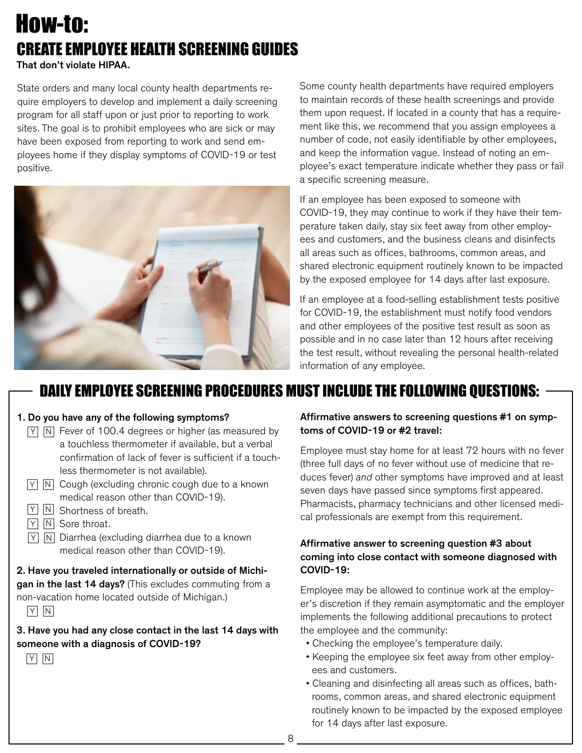# How-to:

## CREATE EMPLOYEE HEALTH SCREENING GUIDES

**That don't violate HIPAA.**

State orders and many local county health departments require employers to develop and implement a daily screening program for all staff upon or just prior to reporting to work sites. The goal is to prohibit employees who are sick or may have been exposed from reporting to work and send employees home if they display symptoms of COVID-19 or test positive.

Some county health departments have required employers to maintain records of these health screenings and provide them upon request. If located in a county that has a requirement like this, we recommend that you assign employees a number of code, not easily identifiable by other employees, and keep the information vague. Instead of noting an employee's exact temperature indicate whether they pass or fail a specific screening measure.

If an employee has been exposed to someone with COVID-19, they may continue to work if they have their temperature taken daily, stay six feet away from other employees and customers, and the business cleans and disinfects all areas such as offices, bathrooms, common areas, and shared electronic equipment routinely known to be impacted by the exposed employee for 14 days after last exposure.

If an employee at a food-selling establishment tests positive for COVID-19, the establishment must notify food vendors and other employees of the positive test result as soon as possible and in no case later than 12 hours after receiving the test result, without revealing the personal health-related information of any employee.

## DAILY EMPLOYEE SCREENING PROCEDURES MUST INCLUDE THE FOLLOWING QUESTIONS:

**1. Do you have any of the following symptoms?**

- [Y] [N] Fever of 100.4 degrees or higher (as measured by a touchless thermometer if available, but a verbal confirmation of lack of fever is sufficient if a touchless thermometer is not available).
- [Y] [N] Cough (excluding chronic cough due to a known medical reason other than COVID-19).
- [Y] [N] Shortness of breath.
- [Y] [N] Sore throat.
- [Y] [N] Diarrhea (excluding diarrhea due to a known medical reason other than COVID-19).

**2. Have you traveled internationally or outside of Michigan in the last 14 days?** (This excludes commuting from a non-vacation home located outside of Michigan.)

[Y] [N]

**3. Have you had any close contact in the last 14 days with someone with a diagnosis of COVID-19?**

[Y] [N]

**Affirmative answers to screening questions #1 on symptoms of COVID-19 or #2 travel:**

Employee must stay home for at least 72 hours with no fever (three full days of no fever without use of medicine that reduces fever) *and* other symptoms have improved and at least seven days have passed since symptoms first appeared. Pharmacists, pharmacy technicians and other licensed medical professionals are exempt from this requirement.

**Affirmative answer to screening question #3 about coming into close contact with someone diagnosed with COVID-19:**

Employee may be allowed to continue work at the employer's discretion if they remain asymptomatic and the employer implements the following additional precautions to protect the employee and the community:

- Checking the employee's temperature daily.
- Keeping the employee six feet away from other employees and customers.
- Cleaning and disinfecting all areas such as offices, bathrooms, common areas, and shared electronic equipment routinely known to be impacted by the exposed employee for 14 days after last exposure.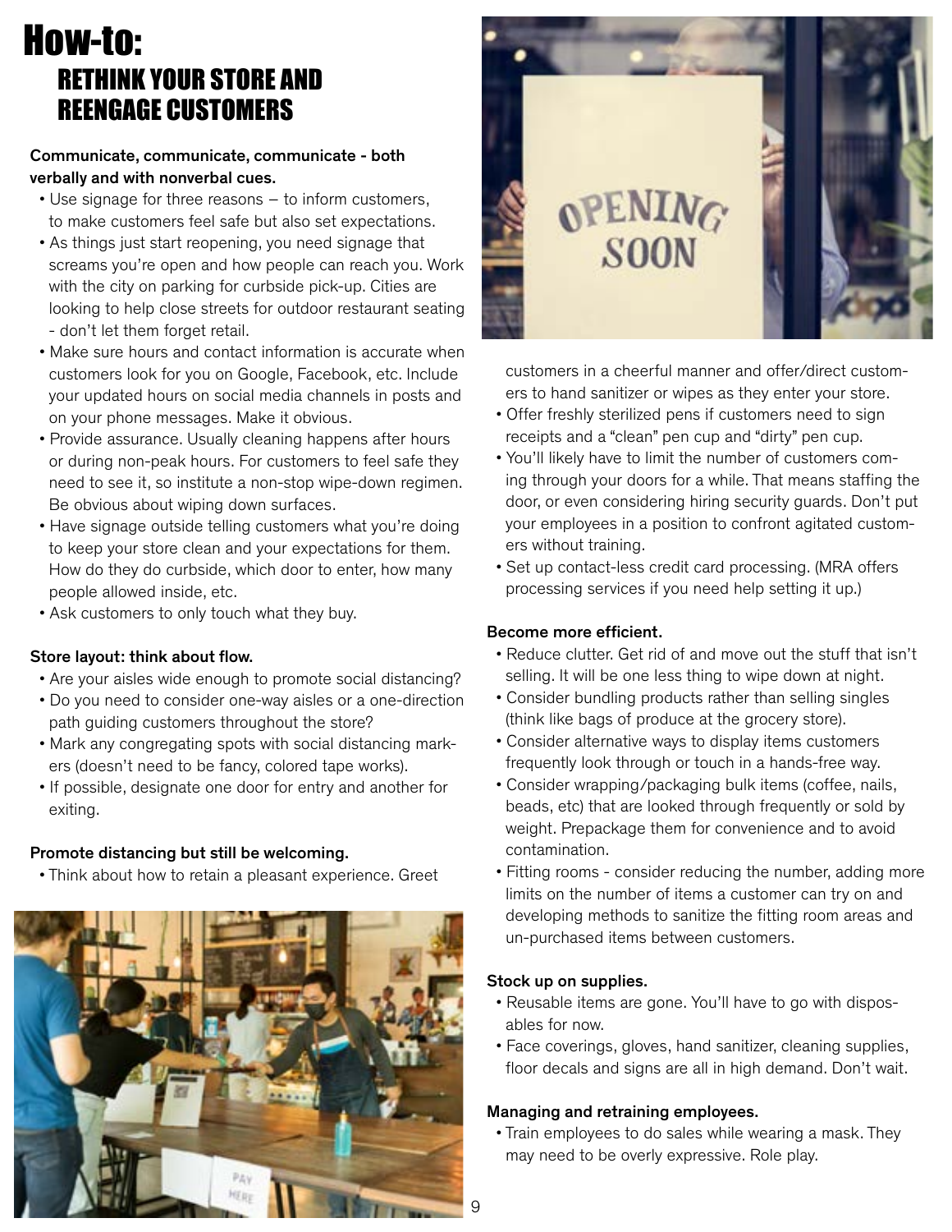# How-to:
## RETHINK YOUR STORE AND REENGAGE CUSTOMERS

**Communicate, communicate, communicate - both verbally and with nonverbal cues.**

- Use signage for three reasons – to inform customers, to make customers feel safe but also set expectations.
- As things just start reopening, you need signage that screams you're open and how people can reach you. Work with the city on parking for curbside pick-up. Cities are looking to help close streets for outdoor restaurant seating - don't let them forget retail.
- Make sure hours and contact information is accurate when customers look for you on Google, Facebook, etc. Include your updated hours on social media channels in posts and on your phone messages. Make it obvious.
- Provide assurance. Usually cleaning happens after hours or during non-peak hours. For customers to feel safe they need to see it, so institute a non-stop wipe-down regimen. Be obvious about wiping down surfaces.
- Have signage outside telling customers what you're doing to keep your store clean and your expectations for them. How do they do curbside, which door to enter, how many people allowed inside, etc.
- Ask customers to only touch what they buy.

**Store layout: think about flow.**

- Are your aisles wide enough to promote social distancing?
- Do you need to consider one-way aisles or a one-direction path guiding customers throughout the store?
- Mark any congregating spots with social distancing markers (doesn't need to be fancy, colored tape works).
- If possible, designate one door for entry and another for exiting.

**Promote distancing but still be welcoming.**

- Think about how to retain a pleasant experience. Greet customers in a cheerful manner and offer/direct customers to hand sanitizer or wipes as they enter your store.
- Offer freshly sterilized pens if customers need to sign receipts and a "clean" pen cup and "dirty" pen cup.
- You'll likely have to limit the number of customers coming through your doors for a while. That means staffing the door, or even considering hiring security guards. Don't put your employees in a position to confront agitated customers without training.
- Set up contact-less credit card processing. (MRA offers processing services if you need help setting it up.)

**Become more efficient.**

- Reduce clutter. Get rid of and move out the stuff that isn't selling. It will be one less thing to wipe down at night.
- Consider bundling products rather than selling singles (think like bags of produce at the grocery store).
- Consider alternative ways to display items customers frequently look through or touch in a hands-free way.
- Consider wrapping/packaging bulk items (coffee, nails, beads, etc) that are looked through frequently or sold by weight. Prepackage them for convenience and to avoid contamination.
- Fitting rooms - consider reducing the number, adding more limits on the number of items a customer can try on and developing methods to sanitize the fitting room areas and un-purchased items between customers.

**Stock up on supplies.**

- Reusable items are gone. You'll have to go with disposables for now.
- Face coverings, gloves, hand sanitizer, cleaning supplies, floor decals and signs are all in high demand. Don't wait.

**Managing and retraining employees.**

- Train employees to do sales while wearing a mask. They may need to be overly expressive. Role play.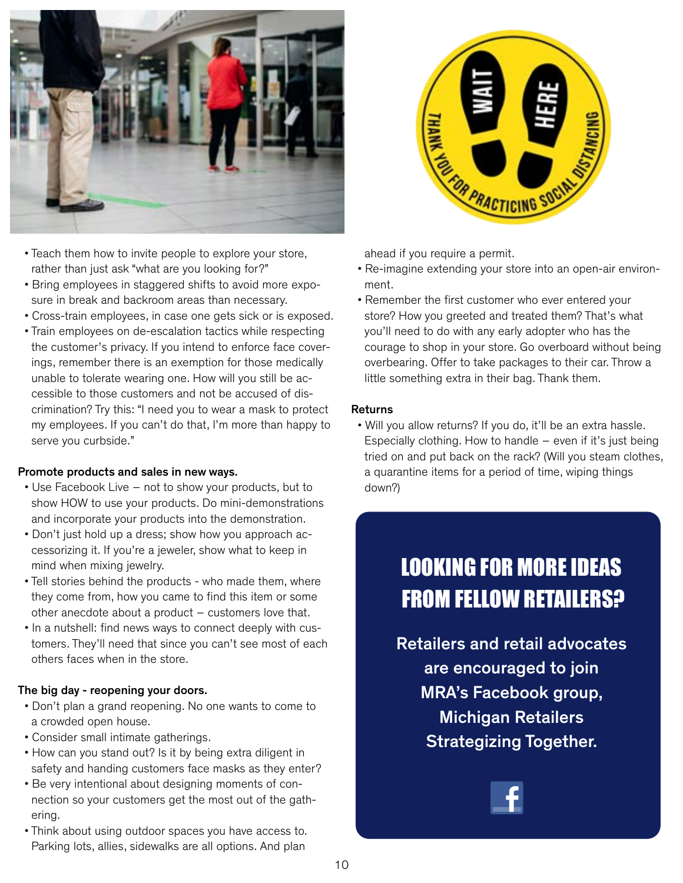- Teach them how to invite people to explore your store, rather than just ask "what are you looking for?"
- Bring employees in staggered shifts to avoid more exposure in break and backroom areas than necessary.
- Cross-train employees, in case one gets sick or is exposed.
- Train employees on de-escalation tactics while respecting the customer's privacy. If you intend to enforce face coverings, remember there is an exemption for those medically unable to tolerate wearing one. How will you still be accessible to those customers and not be accused of discrimination? Try this: "I need you to wear a mask to protect my employees. If you can't do that, I'm more than happy to serve you curbside."

**Promote products and sales in new ways.**

- Use Facebook Live – not to show your products, but to show HOW to use your products. Do mini-demonstrations and incorporate your products into the demonstration.
- Don't just hold up a dress; show how you approach accessorizing it. If you're a jeweler, show what to keep in mind when mixing jewelry.
- Tell stories behind the products - who made them, where they come from, how you came to find this item or some other anecdote about a product – customers love that.
- In a nutshell: find news ways to connect deeply with customers. They'll need that since you can't see most of each others faces when in the store.

**The big day - reopening your doors.**

- Don't plan a grand reopening. No one wants to come to a crowded open house.
- Consider small intimate gatherings.
- How can you stand out? Is it by being extra diligent in safety and handing customers face masks as they enter?
- Be very intentional about designing moments of connection so your customers get the most out of the gathering.
- Think about using outdoor spaces you have access to. Parking lots, allies, sidewalks are all options. And plan ahead if you require a permit.
- Re-imagine extending your store into an open-air environment.
- Remember the first customer who ever entered your store? How you greeted and treated them? That's what you'll need to do with any early adopter who has the courage to shop in your store. Go overboard without being overbearing. Offer to take packages to their car. Throw a little something extra in their bag. Thank them.

**Returns**

- Will you allow returns? If you do, it'll be an extra hassle. Especially clothing. How to handle – even if it's just being tried on and put back on the rack? (Will you steam clothes, a quarantine items for a period of time, wiping things down?)

## LOOKING FOR MORE IDEAS FROM FELLOW RETAILERS?

**Retailers and retail advocates are encouraged to join MRA's Facebook group, Michigan Retailers Strategizing Together.**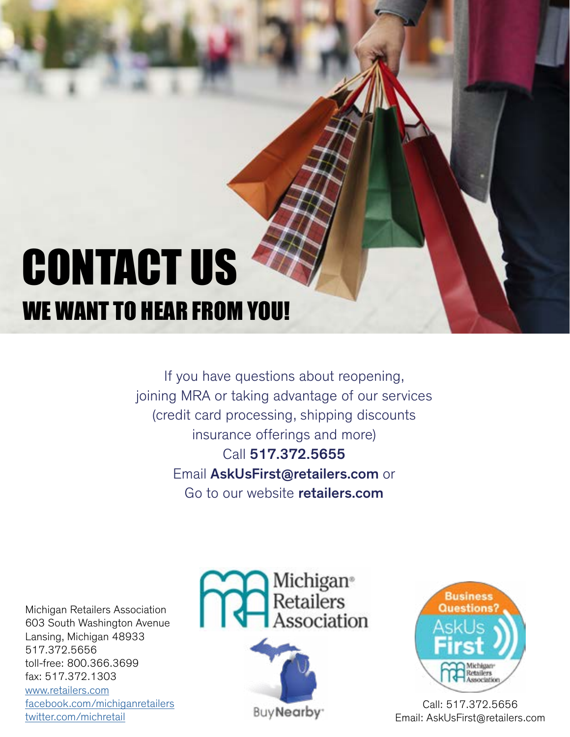# CONTACT US

## WE WANT TO HEAR FROM YOU!

If you have questions about reopening, joining MRA or taking advantage of our services (credit card processing, shipping discounts insurance offerings and more)
Call **517.372.5655**
Email **AskUsFirst@retailers.com** or
Go to our website **retailers.com**

Michigan Retailers Association
603 South Washington Avenue
Lansing, Michigan 48933
517.372.5656
toll-free: 800.366.3699
fax: 517.372.1303
[www.retailers.com](http://www.retailers.com)
[facebook.com/michiganretailers](http://facebook.com/michiganretailers)
[twitter.com/michretail](http://twitter.com/michretail)

Michigan Retailers Association

BuyNearby

Business Questions? AskUs First

Call: 517.372.5656
Email: AskUsFirst@retailers.com